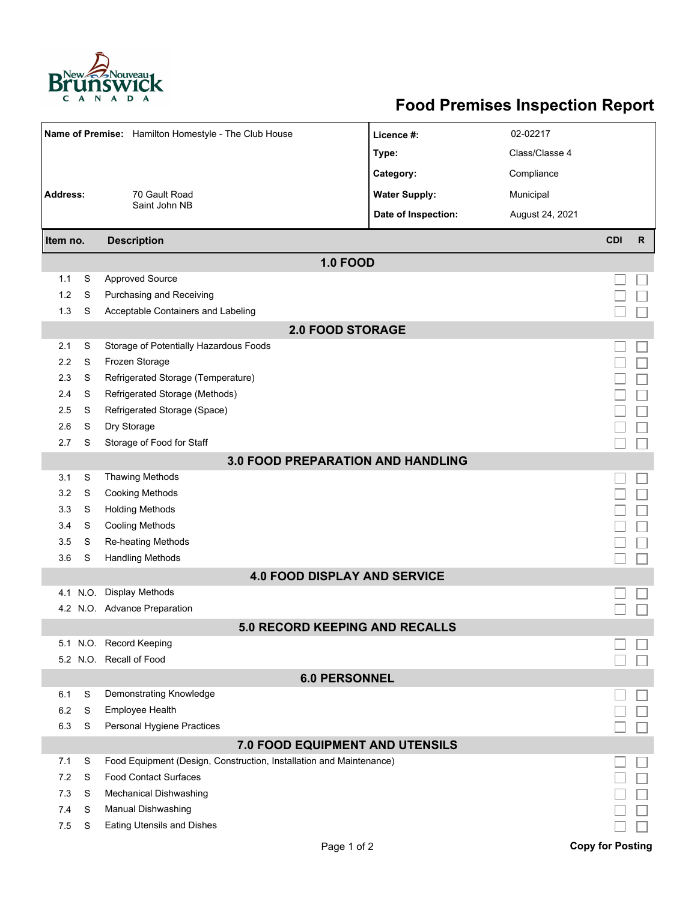# Food Premises Inspection Report

| | | | |
|---|---|---|---|
| **Name of Premise:** | Hamilton Homestyle - The Club House | **Licence #:** | 02-02217 |
| | | **Type:** | Class/Classe 4 |
| | | **Category:** | Compliance |
| **Address:** | 70 Gault Road<br>Saint John NB | **Water Supply:** | Municipal |
| | | **Date of Inspection:** | August 24, 2021 |

| Item no. | | Description | CDI | R |
|---|---|---|---|---|
| **1.0 FOOD** | | | | |
| 1.1 | S | Approved Source | ☐ | ☐ |
| 1.2 | S | Purchasing and Receiving | ☐ | ☐ |
| 1.3 | S | Acceptable Containers and Labeling | ☐ | ☐ |
| **2.0 FOOD STORAGE** | | | | |
| 2.1 | S | Storage of Potentially Hazardous Foods | ☐ | ☐ |
| 2.2 | S | Frozen Storage | ☐ | ☐ |
| 2.3 | S | Refrigerated Storage (Temperature) | ☐ | ☐ |
| 2.4 | S | Refrigerated Storage (Methods) | ☐ | ☐ |
| 2.5 | S | Refrigerated Storage (Space) | ☐ | ☐ |
| 2.6 | S | Dry Storage | ☐ | ☐ |
| 2.7 | S | Storage of Food for Staff | ☐ | ☐ |
| **3.0 FOOD PREPARATION AND HANDLING** | | | | |
| 3.1 | S | Thawing Methods | ☐ | ☐ |
| 3.2 | S | Cooking Methods | ☐ | ☐ |
| 3.3 | S | Holding Methods | ☐ | ☐ |
| 3.4 | S | Cooling Methods | ☐ | ☐ |
| 3.5 | S | Re-heating Methods | ☐ | ☐ |
| 3.6 | S | Handling Methods | ☐ | ☐ |
| **4.0 FOOD DISPLAY AND SERVICE** | | | | |
| 4.1 | N.O. | Display Methods | ☐ | ☐ |
| 4.2 | N.O. | Advance Preparation | ☐ | ☐ |
| **5.0 RECORD KEEPING AND RECALLS** | | | | |
| 5.1 | N.O. | Record Keeping | ☐ | ☐ |
| 5.2 | N.O. | Recall of Food | ☐ | ☐ |
| **6.0 PERSONNEL** | | | | |
| 6.1 | S | Demonstrating Knowledge | ☐ | ☐ |
| 6.2 | S | Employee Health | ☐ | ☐ |
| 6.3 | S | Personal Hygiene Practices | ☐ | ☐ |
| **7.0 FOOD EQUIPMENT AND UTENSILS** | | | | |
| 7.1 | S | Food Equipment (Design, Construction, Installation and Maintenance) | ☐ | ☐ |
| 7.2 | S | Food Contact Surfaces | ☐ | ☐ |
| 7.3 | S | Mechanical Dishwashing | ☐ | ☐ |
| 7.4 | S | Manual Dishwashing | ☐ | ☐ |
| 7.5 | S | Eating Utensils and Dishes | ☐ | ☐ |

**Copy for Posting**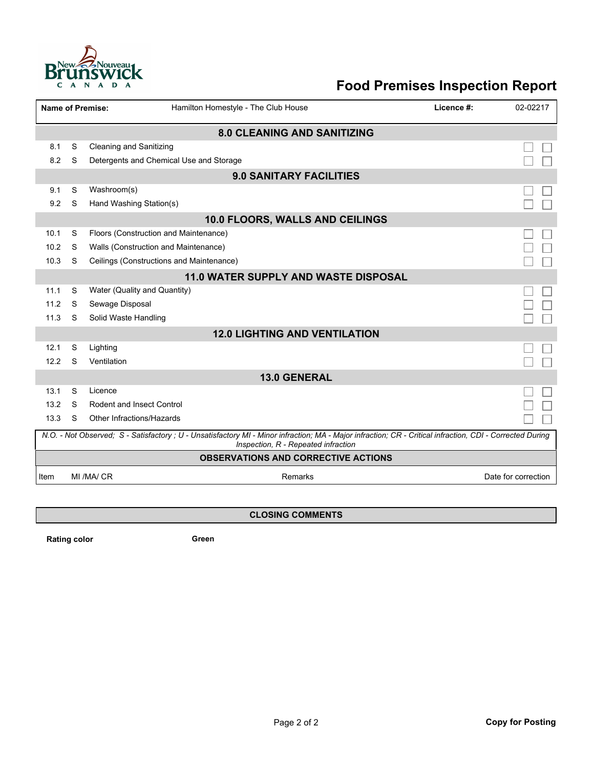# Food Premises Inspection Report

| Name of Premise: | Hamilton Homestyle - The Club House | Licence #: | 02-02217 |
| --- | --- | --- | --- |

## 8.0 CLEANING AND SANITIZING

| | | | | |
| --- | --- | --- | --- | --- |
| 8.1 | S | Cleaning and Sanitizing | ☐ | ☐ |
| 8.2 | S | Detergents and Chemical Use and Storage | ☐ | ☐ |

## 9.0 SANITARY FACILITIES

| | | | | |
| --- | --- | --- | --- | --- |
| 9.1 | S | Washroom(s) | ☐ | ☐ |
| 9.2 | S | Hand Washing Station(s) | ☐ | ☐ |

## 10.0 FLOORS, WALLS AND CEILINGS

| | | | | |
| --- | --- | --- | --- | --- |
| 10.1 | S | Floors (Construction and Maintenance) | ☐ | ☐ |
| 10.2 | S | Walls (Construction and Maintenance) | ☐ | ☐ |
| 10.3 | S | Ceilings (Constructions and Maintenance) | ☐ | ☐ |

## 11.0 WATER SUPPLY AND WASTE DISPOSAL

| | | | | |
| --- | --- | --- | --- | --- |
| 11.1 | S | Water (Quality and Quantity) | ☐ | ☐ |
| 11.2 | S | Sewage Disposal | ☐ | ☐ |
| 11.3 | S | Solid Waste Handling | ☐ | ☐ |

## 12.0 LIGHTING AND VENTILATION

| | | | | |
| --- | --- | --- | --- | --- |
| 12.1 | S | Lighting | ☐ | ☐ |
| 12.2 | S | Ventilation | ☐ | ☐ |

## 13.0 GENERAL

| | | | | |
| --- | --- | --- | --- | --- |
| 13.1 | S | Licence | ☐ | ☐ |
| 13.2 | S | Rodent and Insect Control | ☐ | ☐ |
| 13.3 | S | Other Infractions/Hazards | ☐ | ☐ |

*N.O. - Not Observed; S - Satisfactory ; U - Unsatisfactory MI - Minor infraction; MA - Major infraction; CR - Critical infraction, CDI - Corrected During Inspection, R - Repeated infraction*

## OBSERVATIONS AND CORRECTIVE ACTIONS

| Item | MI /MA/ CR | Remarks | Date for correction |
| --- | --- | --- | --- |

## CLOSING COMMENTS

**Rating color** **Green**

**Copy for Posting**